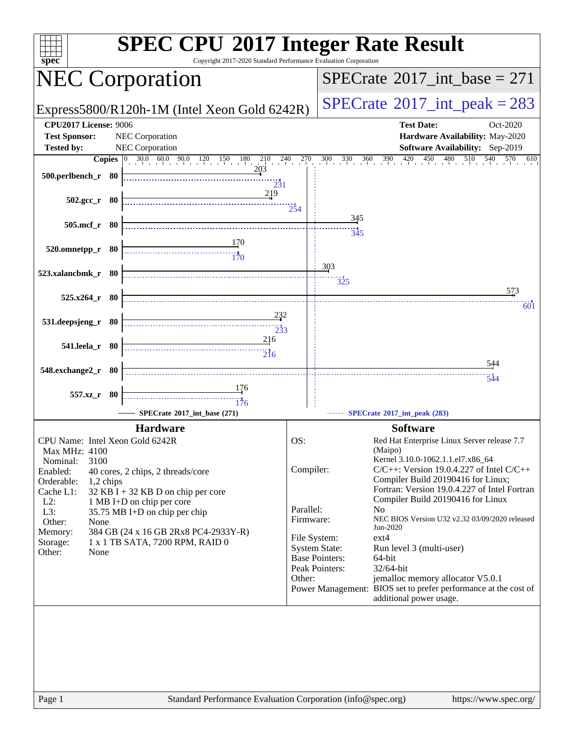# SPEC CPU 2017 Integer Rate Result

Copyright 2017-2020 Standard Performance Evaluation Corporation

## NEC Corporation

Express5800/R120h-1M (Intel Xeon Gold 6242R)

SPECrate 2017_int_base = 271

SPECrate 2017_int_peak = 283

| | | | |
|---|---|---|---|
| **CPU2017 License:** | 9006 | **Test Date:** | Oct-2020 |
| **Test Sponsor:** | NEC Corporation | **Hardware Availability:** | May-2020 |
| **Tested by:** | NEC Corporation | **Software Availability:** | Sep-2019 |

| Benchmark | Copies | Base | Peak |
|---|---|---|---|
| 500.perlbench_r | 80 | 203 | 231 |
| 502.gcc_r | 80 | 219 | 254 |
| 505.mcf_r | 80 | 345 | 345 |
| 520.omnetpp_r | 80 | 170 | 170 |
| 523.xalancbmk_r | 80 | 303 | 325 |
| 525.x264_r | 80 | 573 | 601 |
| 531.deepsjeng_r | 80 | 232 | 233 |
| 541.leela_r | 80 | 216 | 216 |
| 548.exchange2_r | 80 | 544 | 544 |
| 557.xz_r | 80 | 176 | 176 |

SPECrate 2017_int_base (271) — SPECrate 2017_int_peak (283)

### Hardware

| | |
|---|---|
| CPU Name: | Intel Xeon Gold 6242R |
| Max MHz: | 4100 |
| Nominal: | 3100 |
| Enabled: | 40 cores, 2 chips, 2 threads/core |
| Orderable: | 1,2 chips |
| Cache L1: | 32 KB I + 32 KB D on chip per core |
| L2: | 1 MB I+D on chip per core |
| L3: | 35.75 MB I+D on chip per chip |
| Other: | None |
| Memory: | 384 GB (24 x 16 GB 2Rx8 PC4-2933Y-R) |
| Storage: | 1 x 1 TB SATA, 7200 RPM, RAID 0 |
| Other: | None |

### Software

| | |
|---|---|
| OS: | Red Hat Enterprise Linux Server release 7.7 (Maipo) Kernel 3.10.0-1062.1.1.el7.x86_64 |
| Compiler: | C/C++: Version 19.0.4.227 of Intel C/C++ Compiler Build 20190416 for Linux; Fortran: Version 19.0.4.227 of Intel Fortran Compiler Build 20190416 for Linux |
| Parallel: | No |
| Firmware: | NEC BIOS Version U32 v2.32 03/09/2020 released Jun-2020 |
| File System: | ext4 |
| System State: | Run level 3 (multi-user) |
| Base Pointers: | 64-bit |
| Peak Pointers: | 32/64-bit |
| Other: | jemalloc memory allocator V5.0.1 |
| Power Management: | BIOS set to prefer performance at the cost of additional power usage. |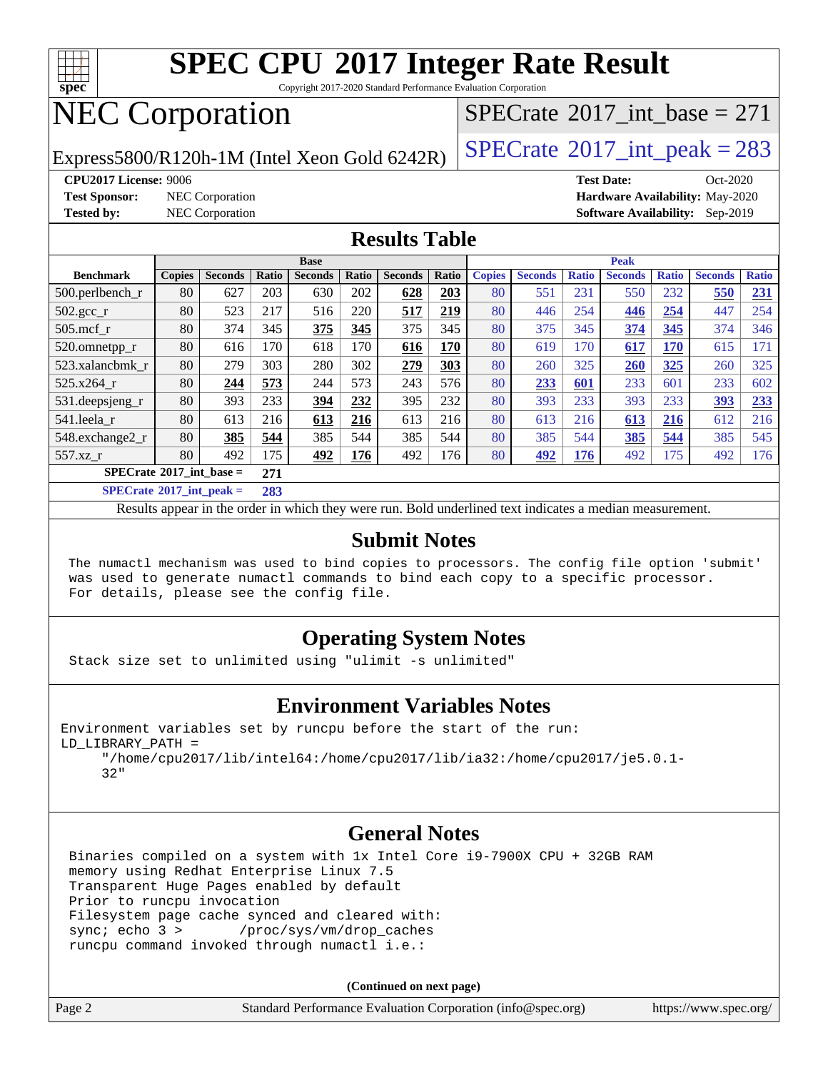# SPEC CPU 2017 Integer Rate Result

Copyright 2017-2020 Standard Performance Evaluation Corporation

# NEC Corporation

Express5800/R120h-1M (Intel Xeon Gold 6242R)

SPECrate 2017_int_base = 271

SPECrate 2017_int_peak = 283

**CPU2017 License:** 9006
**Test Sponsor:** NEC Corporation
**Tested by:** NEC Corporation

**Test Date:** Oct-2020
**Hardware Availability:** May-2020
**Software Availability:** Sep-2019

## Results Table

| Benchmark | Base | | | | | | | Peak | | | | | | |
|---|---|---|---|---|---|---|---|---|---|---|---|---|---|---|
| | Copies | Seconds | Ratio | Seconds | Ratio | Seconds | Ratio | Copies | Seconds | Ratio | Seconds | Ratio | Seconds | Ratio |
| 500.perlbench_r | 80 | 627 | 203 | 630 | 202 | **628** | **203** | 80 | 551 | 231 | 550 | 232 | **550** | **231** |
| 502.gcc_r | 80 | 523 | 217 | 516 | 220 | **517** | **219** | 80 | 446 | 254 | **446** | **254** | 447 | 254 |
| 505.mcf_r | 80 | 374 | 345 | **375** | **345** | 375 | 345 | 80 | 375 | 345 | **374** | **345** | 374 | 346 |
| 520.omnetpp_r | 80 | 616 | 170 | 618 | 170 | **616** | **170** | 80 | 619 | 170 | **617** | **170** | 615 | 171 |
| 523.xalancbmk_r | 80 | 279 | 303 | 280 | 302 | **279** | **303** | 80 | 260 | 325 | **260** | **325** | 260 | 325 |
| 525.x264_r | 80 | **244** | **573** | 244 | 573 | 243 | 576 | 80 | **233** | **601** | 233 | 601 | 233 | 602 |
| 531.deepsjeng_r | 80 | 393 | 233 | **394** | **232** | 395 | 232 | 80 | 393 | 233 | 393 | 233 | **393** | **233** |
| 541.leela_r | 80 | 613 | 216 | **613** | **216** | 613 | 216 | 80 | 613 | 216 | **613** | **216** | 612 | 216 |
| 548.exchange2_r | 80 | **385** | **544** | 385 | 544 | 385 | 544 | 80 | 385 | 544 | **385** | **544** | 385 | 545 |
| 557.xz_r | 80 | 492 | 175 | **492** | **176** | 492 | 176 | 80 | **492** | **176** | 492 | 175 | 492 | 176 |

**SPECrate 2017_int_base = 271**

**SPECrate 2017_int_peak = 283**

Results appear in the order in which they were run. Bold underlined text indicates a median measurement.

## Submit Notes

```
The numactl mechanism was used to bind copies to processors. The config file option 'submit'
was used to generate numactl commands to bind each copy to a specific processor.
For details, please see the config file.
```

## Operating System Notes

```
Stack size set to unlimited using "ulimit -s unlimited"
```

## Environment Variables Notes

```
Environment variables set by runcpu before the start of the run:
LD_LIBRARY_PATH =
     "/home/cpu2017/lib/intel64:/home/cpu2017/lib/ia32:/home/cpu2017/je5.0.1-
     32"
```

## General Notes

```
Binaries compiled on a system with 1x Intel Core i9-7900X CPU + 32GB RAM
memory using Redhat Enterprise Linux 7.5
Transparent Huge Pages enabled by default
Prior to runcpu invocation
Filesystem page cache synced and cleared with:
sync; echo 3 >       /proc/sys/vm/drop_caches
runcpu command invoked through numactl i.e.:
```

**(Continued on next page)**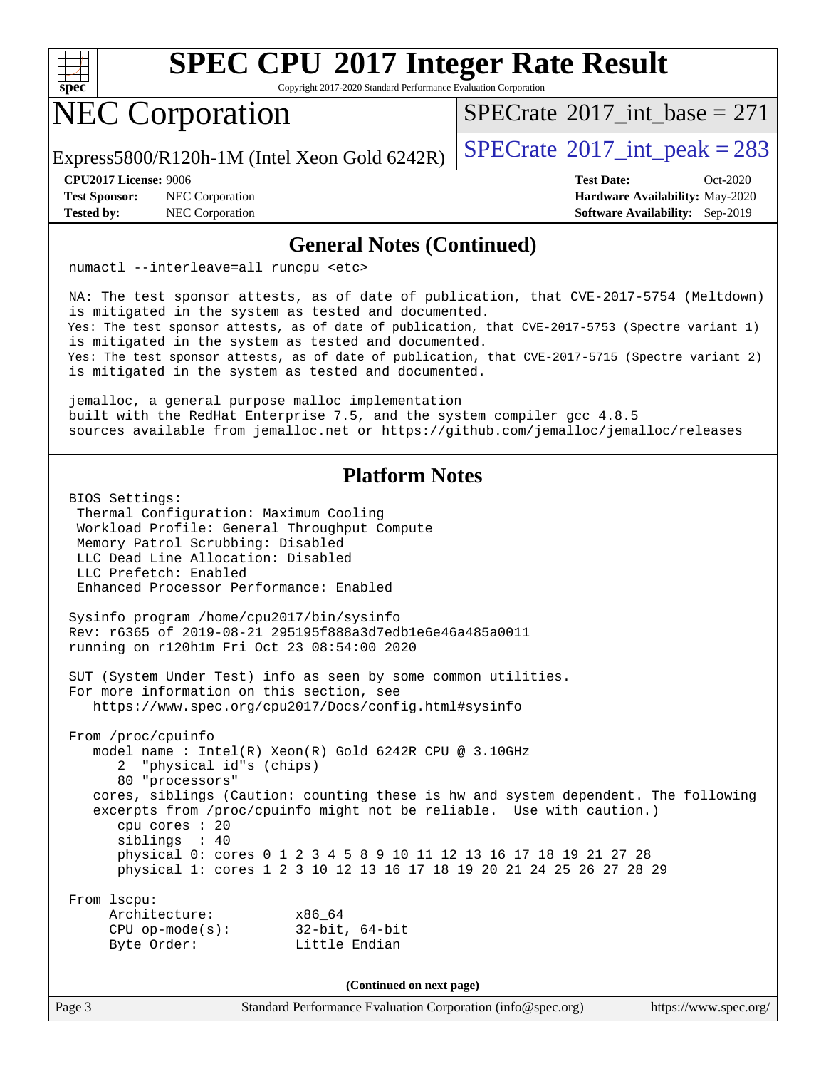# SPEC CPU 2017 Integer Rate Result

Copyright 2017-2020 Standard Performance Evaluation Corporation

## NEC Corporation

Express5800/R120h-1M (Intel Xeon Gold 6242R)

SPECrate 2017_int_base = 271

SPECrate 2017_int_peak = 283

**CPU2017 License:** 9006
**Test Sponsor:** NEC Corporation
**Tested by:** NEC Corporation

**Test Date:** Oct-2020
**Hardware Availability:** May-2020
**Software Availability:** Sep-2019

## General Notes (Continued)

```
numactl --interleave=all runcpu <etc>

NA: The test sponsor attests, as of date of publication, that CVE-2017-5754 (Meltdown)
is mitigated in the system as tested and documented.
Yes: The test sponsor attests, as of date of publication, that CVE-2017-5753 (Spectre variant 1)
is mitigated in the system as tested and documented.
Yes: The test sponsor attests, as of date of publication, that CVE-2017-5715 (Spectre variant 2)
is mitigated in the system as tested and documented.

jemalloc, a general purpose malloc implementation
built with the RedHat Enterprise 7.5, and the system compiler gcc 4.8.5
sources available from jemalloc.net or https://github.com/jemalloc/jemalloc/releases
```

## Platform Notes

```
BIOS Settings:
 Thermal Configuration: Maximum Cooling
 Workload Profile: General Throughput Compute
 Memory Patrol Scrubbing: Disabled
 LLC Dead Line Allocation: Disabled
 LLC Prefetch: Enabled
 Enhanced Processor Performance: Enabled

Sysinfo program /home/cpu2017/bin/sysinfo
Rev: r6365 of 2019-08-21 295195f888a3d7edb1e6e46a485a0011
running on r120h1m Fri Oct 23 08:54:00 2020

SUT (System Under Test) info as seen by some common utilities.
For more information on this section, see
   https://www.spec.org/cpu2017/Docs/config.html#sysinfo

From /proc/cpuinfo
   model name : Intel(R) Xeon(R) Gold 6242R CPU @ 3.10GHz
      2  "physical id"s (chips)
      80 "processors"
   cores, siblings (Caution: counting these is hw and system dependent. The following
   excerpts from /proc/cpuinfo might not be reliable.  Use with caution.)
      cpu cores : 20
      siblings  : 40
      physical 0: cores 0 1 2 3 4 5 8 9 10 11 12 13 16 17 18 19 21 27 28
      physical 1: cores 1 2 3 10 12 13 16 17 18 19 20 21 24 25 26 27 28 29

From lscpu:
     Architecture:          x86_64
     CPU op-mode(s):        32-bit, 64-bit
     Byte Order:            Little Endian
```

(Continued on next page)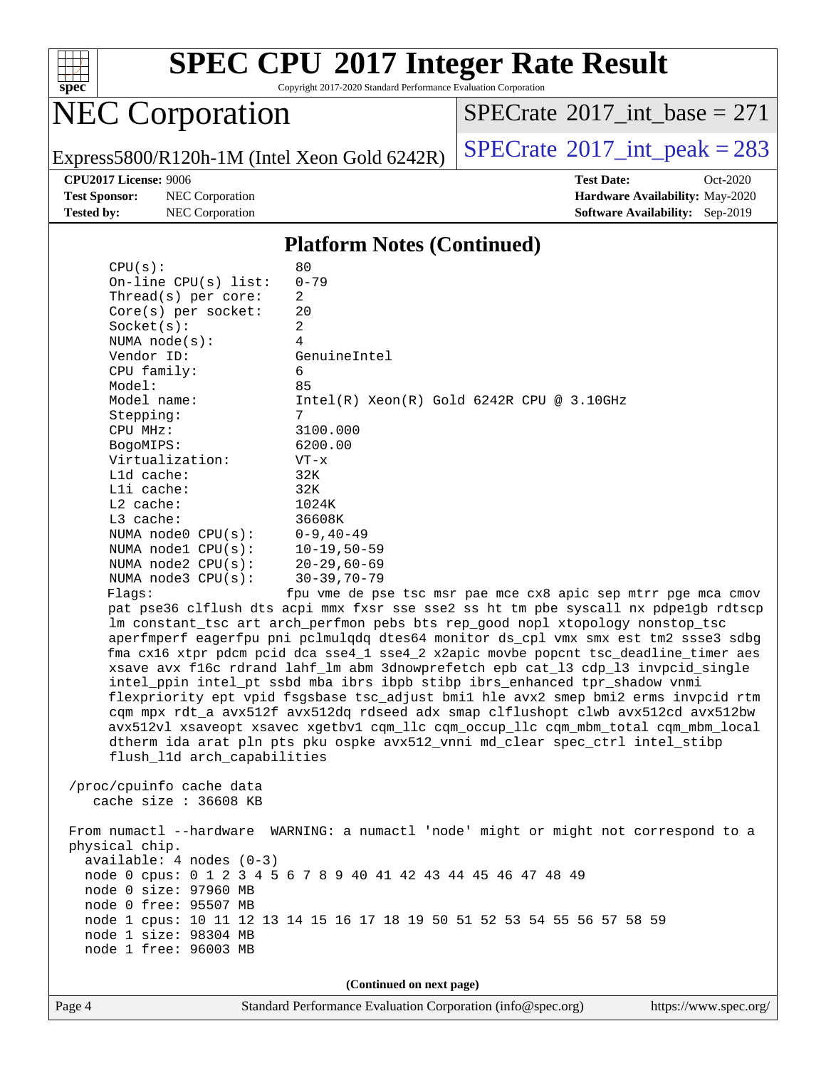## Platform Notes (Continued)

```
      CPU(s):                80
      On-line CPU(s) list:   0-79
      Thread(s) per core:    2
      Core(s) per socket:    20
      Socket(s):             2
      NUMA node(s):          4
      Vendor ID:             GenuineIntel
      CPU family:            6
      Model:                 85
      Model name:            Intel(R) Xeon(R) Gold 6242R CPU @ 3.10GHz
      Stepping:              7
      CPU MHz:               3100.000
      BogoMIPS:              6200.00
      Virtualization:        VT-x
      L1d cache:             32K
      L1i cache:             32K
      L2 cache:              1024K
      L3 cache:              36608K
      NUMA node0 CPU(s):     0-9,40-49
      NUMA node1 CPU(s):     10-19,50-59
      NUMA node2 CPU(s):     20-29,60-69
      NUMA node3 CPU(s):     30-39,70-79
      Flags:                 fpu vme de pse tsc msr pae mce cx8 apic sep mtrr pge mca cmov
      pat pse36 clflush dts acpi mmx fxsr sse sse2 ss ht tm pbe syscall nx pdpe1gb rdtscp
      lm constant_tsc art arch_perfmon pebs bts rep_good nopl xtopology nonstop_tsc
      aperfmperf eagerfpu pni pclmulqdq dtes64 monitor ds_cpl vmx smx est tm2 ssse3 sdbg
      fma cx16 xtpr pdcm pcid dca sse4_1 sse4_2 x2apic movbe popcnt tsc_deadline_timer aes
      xsave avx f16c rdrand lahf_lm abm 3dnowprefetch epb cat_l3 cdp_l3 invpcid_single
      intel_ppin intel_pt ssbd mba ibrs ibpb stibp ibrs_enhanced tpr_shadow vnmi
      flexpriority ept vpid fsgsbase tsc_adjust bmi1 hle avx2 smep bmi2 erms invpcid rtm
      cqm mpx rdt_a avx512f avx512dq rdseed adx smap clflushopt clwb avx512cd avx512bw
      avx512vl xsaveopt xsavec xgetbv1 cqm_llc cqm_occup_llc cqm_mbm_total cqm_mbm_local
      dtherm ida arat pln pts pku ospke avx512_vnni md_clear spec_ctrl intel_stibp
      flush_l1d arch_capabilities

 /proc/cpuinfo cache data
    cache size : 36608 KB

 From numactl --hardware  WARNING: a numactl 'node' might or might not correspond to a
 physical chip.
   available: 4 nodes (0-3)
   node 0 cpus: 0 1 2 3 4 5 6 7 8 9 40 41 42 43 44 45 46 47 48 49
   node 0 size: 97960 MB
   node 0 free: 95507 MB
   node 1 cpus: 10 11 12 13 14 15 16 17 18 19 50 51 52 53 54 55 56 57 58 59
   node 1 size: 98304 MB
   node 1 free: 96003 MB
```

(Continued on next page)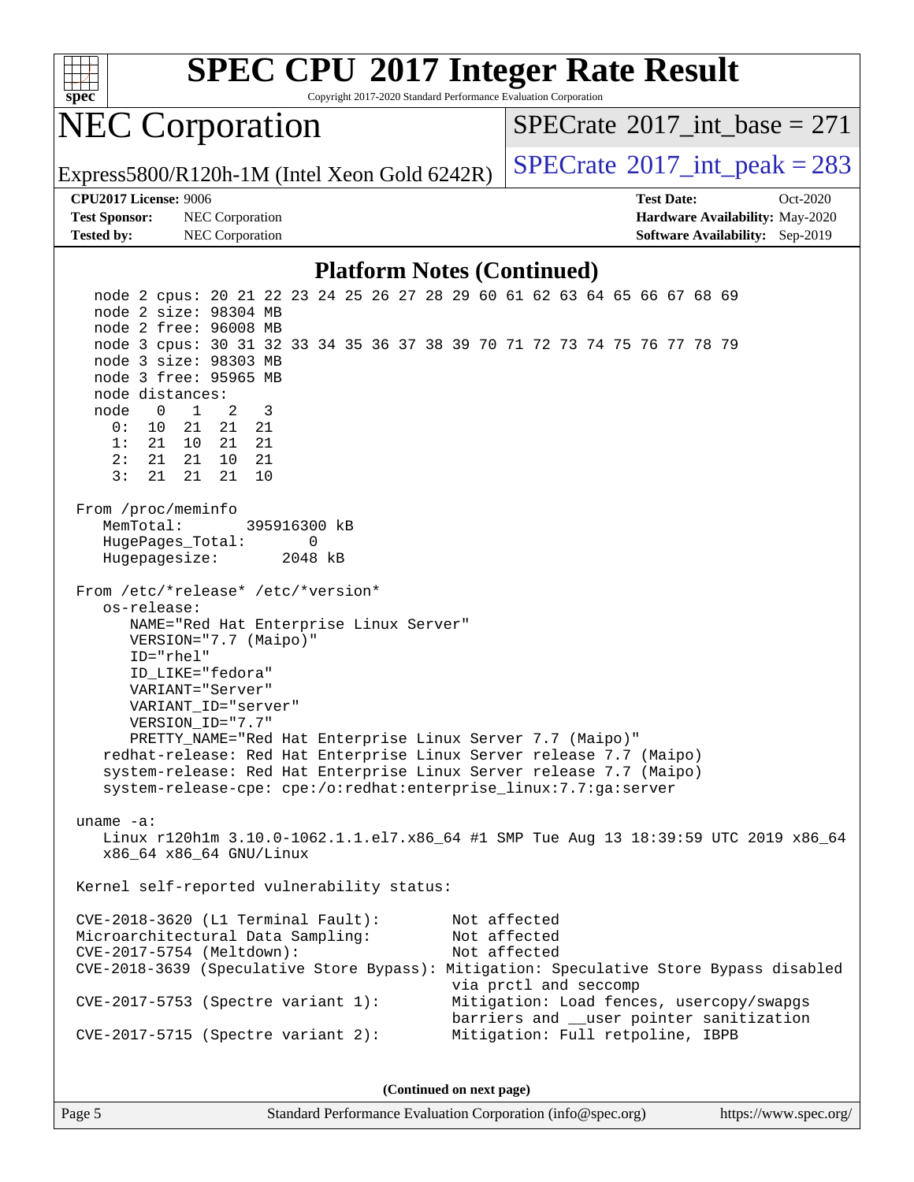## Platform Notes (Continued)

```
   node 2 cpus: 20 21 22 23 24 25 26 27 28 29 60 61 62 63 64 65 66 67 68 69
   node 2 size: 98304 MB
   node 2 free: 96008 MB
   node 3 cpus: 30 31 32 33 34 35 36 37 38 39 70 71 72 73 74 75 76 77 78 79
   node 3 size: 98303 MB
   node 3 free: 95965 MB
   node distances:
   node   0   1   2   3
     0:  10  21  21  21
     1:  21  10  21  21
     2:  21  21  10  21
     3:  21  21  21  10

 From /proc/meminfo
    MemTotal:       395916300 kB
    HugePages_Total:       0
    Hugepagesize:       2048 kB

 From /etc/*release* /etc/*version*
    os-release:
       NAME="Red Hat Enterprise Linux Server"
       VERSION="7.7 (Maipo)"
       ID="rhel"
       ID_LIKE="fedora"
       VARIANT="Server"
       VARIANT_ID="server"
       VERSION_ID="7.7"
       PRETTY_NAME="Red Hat Enterprise Linux Server 7.7 (Maipo)"
    redhat-release: Red Hat Enterprise Linux Server release 7.7 (Maipo)
    system-release: Red Hat Enterprise Linux Server release 7.7 (Maipo)
    system-release-cpe: cpe:/o:redhat:enterprise_linux:7.7:ga:server

 uname -a:
    Linux r120h1m 3.10.0-1062.1.1.el7.x86_64 #1 SMP Tue Aug 13 18:39:59 UTC 2019 x86_64
    x86_64 x86_64 GNU/Linux

 Kernel self-reported vulnerability status:

 CVE-2018-3620 (L1 Terminal Fault):         Not affected
 Microarchitectural Data Sampling:          Not affected
 CVE-2017-5754 (Meltdown):                  Not affected
 CVE-2018-3639 (Speculative Store Bypass): Mitigation: Speculative Store Bypass disabled
                                            via prctl and seccomp
 CVE-2017-5753 (Spectre variant 1):         Mitigation: Load fences, usercopy/swapgs
                                            barriers and __user pointer sanitization
 CVE-2017-5715 (Spectre variant 2):         Mitigation: Full retpoline, IBPB
```

**(Continued on next page)**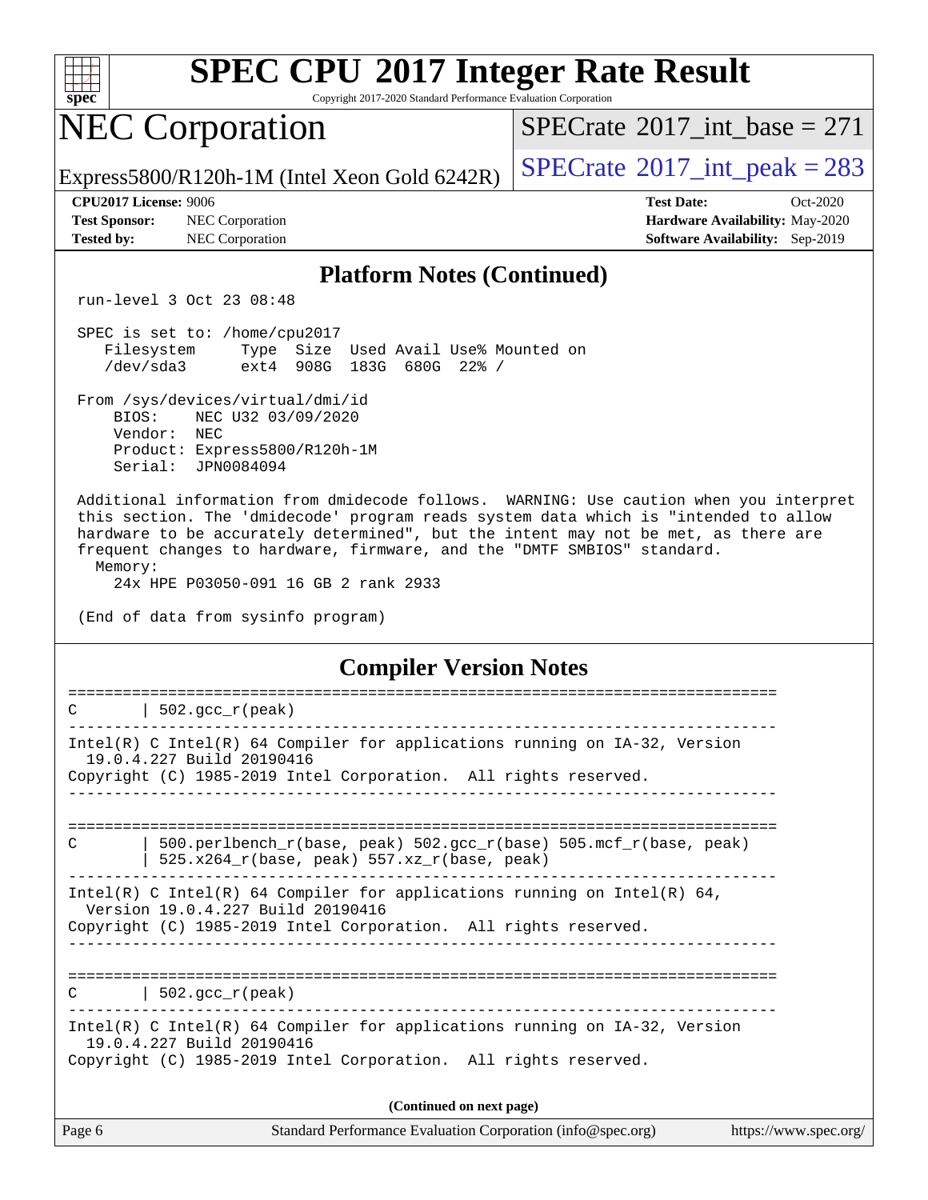## Platform Notes (Continued)

```
run-level 3 Oct 23 08:48

SPEC is set to: /home/cpu2017
   Filesystem     Type  Size  Used Avail Use% Mounted on
   /dev/sda3      ext4  908G  183G  680G  22% /

From /sys/devices/virtual/dmi/id
    BIOS:    NEC U32 03/09/2020
    Vendor:  NEC
    Product: Express5800/R120h-1M
    Serial:  JPN0084094

Additional information from dmidecode follows.  WARNING: Use caution when you interpret
this section. The 'dmidecode' program reads system data which is "intended to allow
hardware to be accurately determined", but the intent may not be met, as there are
frequent changes to hardware, firmware, and the "DMTF SMBIOS" standard.
  Memory:
    24x HPE P03050-091 16 GB 2 rank 2933

(End of data from sysinfo program)
```

## Compiler Version Notes

```
==============================================================================
C       | 502.gcc_r(peak)
------------------------------------------------------------------------------
Intel(R) C Intel(R) 64 Compiler for applications running on IA-32, Version
  19.0.4.227 Build 20190416
Copyright (C) 1985-2019 Intel Corporation.  All rights reserved.
------------------------------------------------------------------------------

==============================================================================
C       | 500.perlbench_r(base, peak) 502.gcc_r(base) 505.mcf_r(base, peak)
        | 525.x264_r(base, peak) 557.xz_r(base, peak)
------------------------------------------------------------------------------
Intel(R) C Intel(R) 64 Compiler for applications running on Intel(R) 64,
  Version 19.0.4.227 Build 20190416
Copyright (C) 1985-2019 Intel Corporation.  All rights reserved.
------------------------------------------------------------------------------

==============================================================================
C       | 502.gcc_r(peak)
------------------------------------------------------------------------------
Intel(R) C Intel(R) 64 Compiler for applications running on IA-32, Version
  19.0.4.227 Build 20190416
Copyright (C) 1985-2019 Intel Corporation.  All rights reserved.
```

**(Continued on next page)**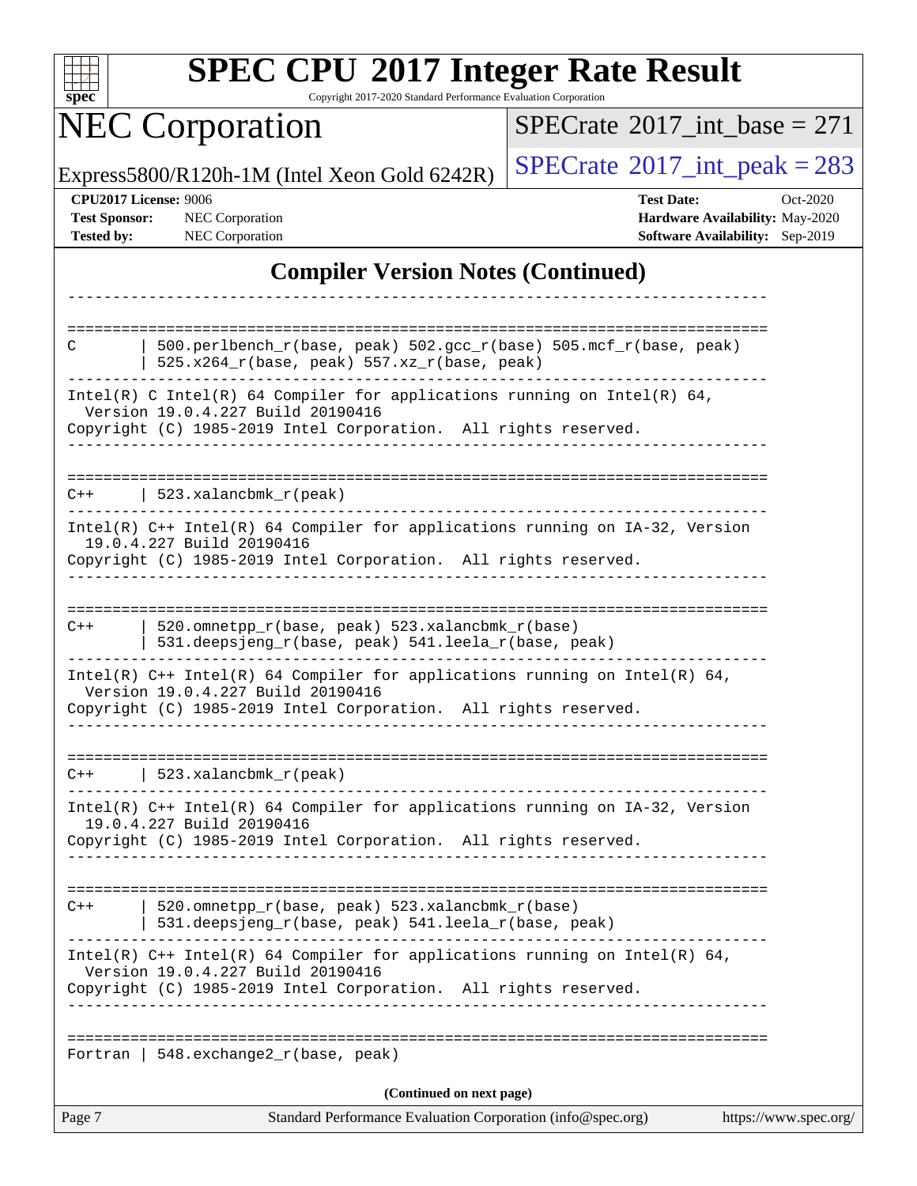## Compiler Version Notes (Continued)

```
------------------------------------------------------------------------------

==============================================================================
C       | 500.perlbench_r(base, peak) 502.gcc_r(base) 505.mcf_r(base, peak)
        | 525.x264_r(base, peak) 557.xz_r(base, peak)
------------------------------------------------------------------------------
Intel(R) C Intel(R) 64 Compiler for applications running on Intel(R) 64,
  Version 19.0.4.227 Build 20190416
Copyright (C) 1985-2019 Intel Corporation.  All rights reserved.
------------------------------------------------------------------------------

==============================================================================
C++     | 523.xalancbmk_r(peak)
------------------------------------------------------------------------------
Intel(R) C++ Intel(R) 64 Compiler for applications running on IA-32, Version
  19.0.4.227 Build 20190416
Copyright (C) 1985-2019 Intel Corporation.  All rights reserved.
------------------------------------------------------------------------------

==============================================================================
C++     | 520.omnetpp_r(base, peak) 523.xalancbmk_r(base)
        | 531.deepsjeng_r(base, peak) 541.leela_r(base, peak)
------------------------------------------------------------------------------
Intel(R) C++ Intel(R) 64 Compiler for applications running on Intel(R) 64,
  Version 19.0.4.227 Build 20190416
Copyright (C) 1985-2019 Intel Corporation.  All rights reserved.
------------------------------------------------------------------------------

==============================================================================
C++     | 523.xalancbmk_r(peak)
------------------------------------------------------------------------------
Intel(R) C++ Intel(R) 64 Compiler for applications running on IA-32, Version
  19.0.4.227 Build 20190416
Copyright (C) 1985-2019 Intel Corporation.  All rights reserved.
------------------------------------------------------------------------------

==============================================================================
C++     | 520.omnetpp_r(base, peak) 523.xalancbmk_r(base)
        | 531.deepsjeng_r(base, peak) 541.leela_r(base, peak)
------------------------------------------------------------------------------
Intel(R) C++ Intel(R) 64 Compiler for applications running on Intel(R) 64,
  Version 19.0.4.227 Build 20190416
Copyright (C) 1985-2019 Intel Corporation.  All rights reserved.
------------------------------------------------------------------------------

==============================================================================
Fortran | 548.exchange2_r(base, peak)
```

(Continued on next page)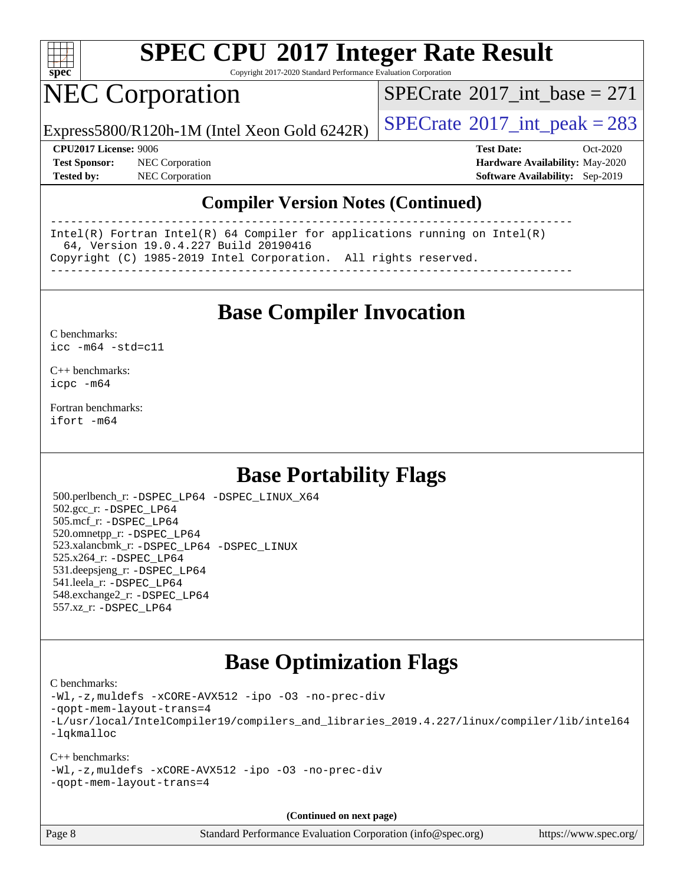# SPEC CPU 2017 Integer Rate Result

Copyright 2017-2020 Standard Performance Evaluation Corporation

# NEC Corporation

Express5800/R120h-1M (Intel Xeon Gold 6242R)

SPECrate 2017_int_base = 271

SPECrate 2017_int_peak = 283

**CPU2017 License:** 9006
**Test Sponsor:** NEC Corporation
**Tested by:** NEC Corporation

**Test Date:** Oct-2020
**Hardware Availability:** May-2020
**Software Availability:** Sep-2019

## Compiler Version Notes (Continued)

```
==============================================================================
Intel(R) Fortran Intel(R) 64 Compiler for applications running on Intel(R)
  64, Version 19.0.4.227 Build 20190416
Copyright (C) 1985-2019 Intel Corporation.  All rights reserved.
------------------------------------------------------------------------------
```

## Base Compiler Invocation

C benchmarks:
`icc -m64 -std=c11`

C++ benchmarks:
`icpc -m64`

Fortran benchmarks:
`ifort -m64`

## Base Portability Flags

500.perlbench_r: `-DSPEC_LP64 -DSPEC_LINUX_X64`
502.gcc_r: `-DSPEC_LP64`
505.mcf_r: `-DSPEC_LP64`
520.omnetpp_r: `-DSPEC_LP64`
523.xalancbmk_r: `-DSPEC_LP64 -DSPEC_LINUX`
525.x264_r: `-DSPEC_LP64`
531.deepsjeng_r: `-DSPEC_LP64`
541.leela_r: `-DSPEC_LP64`
548.exchange2_r: `-DSPEC_LP64`
557.xz_r: `-DSPEC_LP64`

## Base Optimization Flags

C benchmarks:
```
-Wl,-z,muldefs -xCORE-AVX512 -ipo -O3 -no-prec-div
-qopt-mem-layout-trans=4
-L/usr/local/IntelCompiler19/compilers_and_libraries_2019.4.227/linux/compiler/lib/intel64
-lqkmalloc
```

C++ benchmarks:
```
-Wl,-z,muldefs -xCORE-AVX512 -ipo -O3 -no-prec-div
-qopt-mem-layout-trans=4
```

**(Continued on next page)**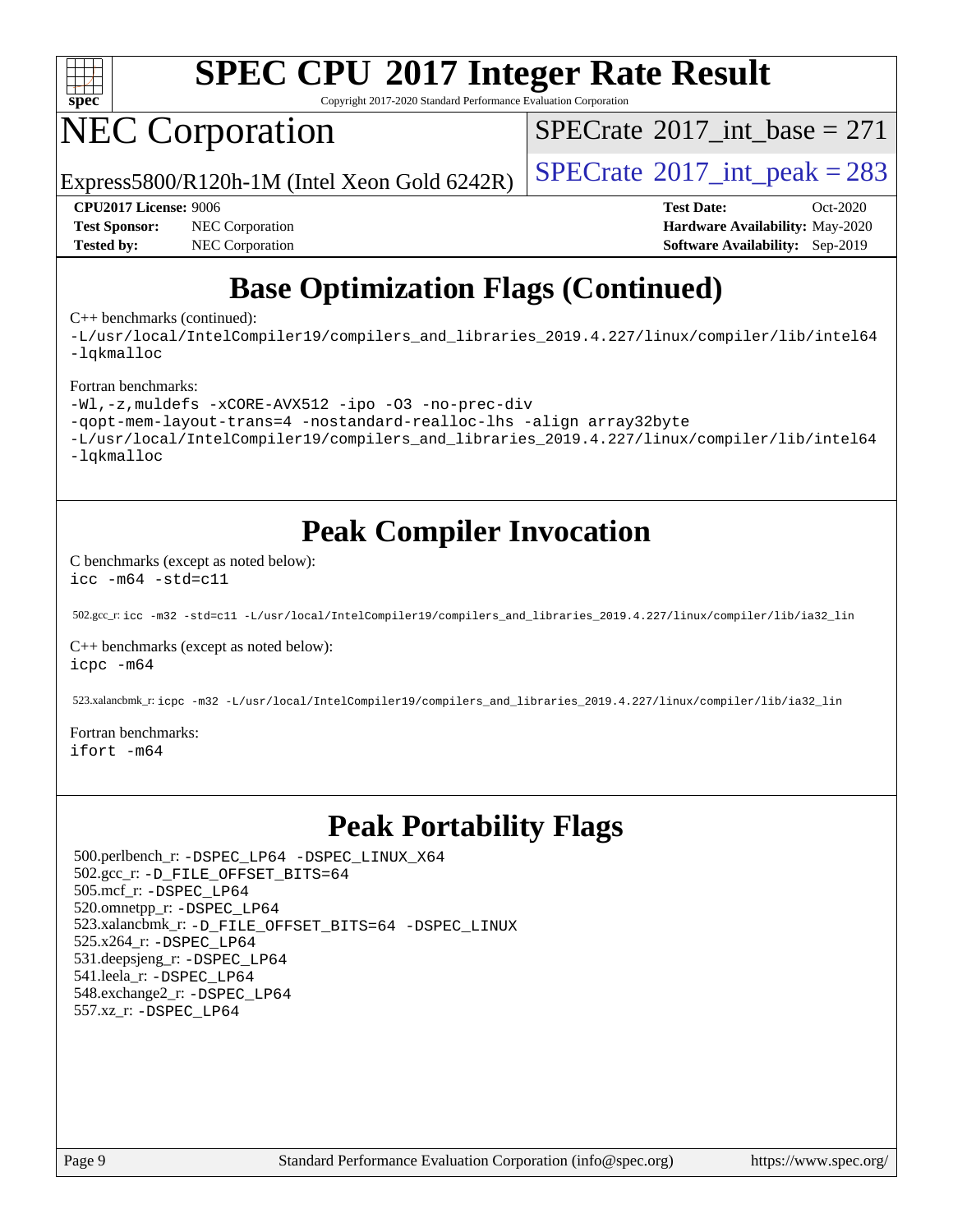## Base Optimization Flags (Continued)

C++ benchmarks (continued):

```
-L/usr/local/IntelCompiler19/compilers_and_libraries_2019.4.227/linux/compiler/lib/intel64
-lqkmalloc
```

Fortran benchmarks:

```
-Wl,-z,muldefs -xCORE-AVX512 -ipo -O3 -no-prec-div
-qopt-mem-layout-trans=4 -nostandard-realloc-lhs -align array32byte
-L/usr/local/IntelCompiler19/compilers_and_libraries_2019.4.227/linux/compiler/lib/intel64
-lqkmalloc
```

## Peak Compiler Invocation

C benchmarks (except as noted below):

```
icc -m64 -std=c11
```

502.gcc_r: `icc -m32 -std=c11 -L/usr/local/IntelCompiler19/compilers_and_libraries_2019.4.227/linux/compiler/lib/ia32_lin`

C++ benchmarks (except as noted below):

```
icpc -m64
```

523.xalancbmk_r: `icpc -m32 -L/usr/local/IntelCompiler19/compilers_and_libraries_2019.4.227/linux/compiler/lib/ia32_lin`

Fortran benchmarks:

```
ifort -m64
```

## Peak Portability Flags

500.perlbench_r: `-DSPEC_LP64 -DSPEC_LINUX_X64`
502.gcc_r: `-D_FILE_OFFSET_BITS=64`
505.mcf_r: `-DSPEC_LP64`
520.omnetpp_r: `-DSPEC_LP64`
523.xalancbmk_r: `-D_FILE_OFFSET_BITS=64 -DSPEC_LINUX`
525.x264_r: `-DSPEC_LP64`
531.deepsjeng_r: `-DSPEC_LP64`
541.leela_r: `-DSPEC_LP64`
548.exchange2_r: `-DSPEC_LP64`
557.xz_r: `-DSPEC_LP64`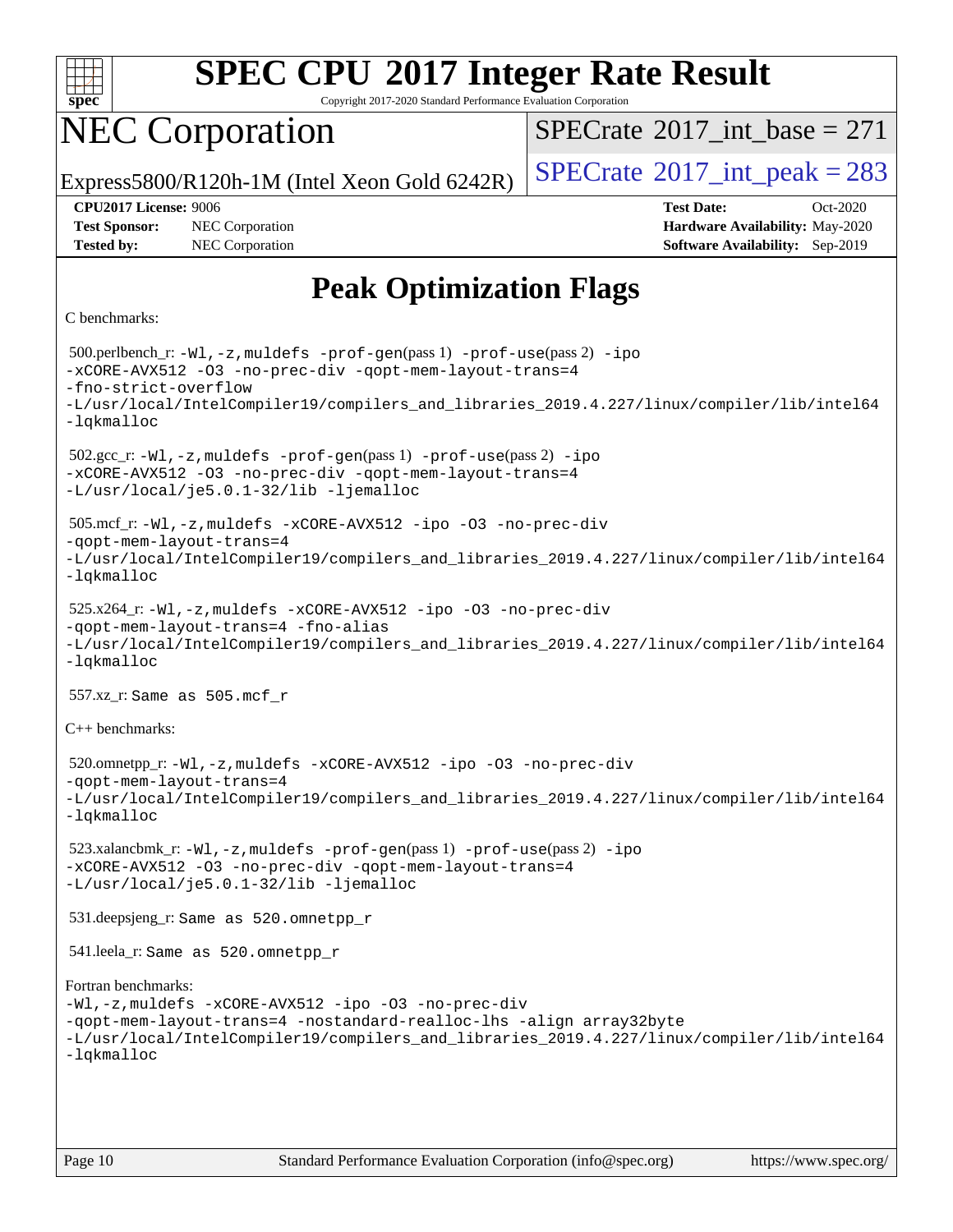# SPEC CPU 2017 Integer Rate Result

Copyright 2017-2020 Standard Performance Evaluation Corporation

# NEC Corporation

Express5800/R120h-1M (Intel Xeon Gold 6242R)

SPECrate 2017_int_base = 271

SPECrate 2017_int_peak = 283

**CPU2017 License:** 9006
**Test Sponsor:** NEC Corporation
**Tested by:** NEC Corporation

**Test Date:** Oct-2020
**Hardware Availability:** May-2020
**Software Availability:** Sep-2019

## Peak Optimization Flags

C benchmarks:

500.perlbench_r: -Wl,-z,muldefs -prof-gen(pass 1) -prof-use(pass 2) -ipo -xCORE-AVX512 -O3 -no-prec-div -qopt-mem-layout-trans=4 -fno-strict-overflow -L/usr/local/IntelCompiler19/compilers_and_libraries_2019.4.227/linux/compiler/lib/intel64 -lqkmalloc

502.gcc_r: -Wl,-z,muldefs -prof-gen(pass 1) -prof-use(pass 2) -ipo -xCORE-AVX512 -O3 -no-prec-div -qopt-mem-layout-trans=4 -L/usr/local/je5.0.1-32/lib -ljemalloc

505.mcf_r: -Wl,-z,muldefs -xCORE-AVX512 -ipo -O3 -no-prec-div -qopt-mem-layout-trans=4 -L/usr/local/IntelCompiler19/compilers_and_libraries_2019.4.227/linux/compiler/lib/intel64 -lqkmalloc

525.x264_r: -Wl,-z,muldefs -xCORE-AVX512 -ipo -O3 -no-prec-div -qopt-mem-layout-trans=4 -fno-alias -L/usr/local/IntelCompiler19/compilers_and_libraries_2019.4.227/linux/compiler/lib/intel64 -lqkmalloc

557.xz_r: Same as 505.mcf_r

C++ benchmarks:

520.omnetpp_r: -Wl,-z,muldefs -xCORE-AVX512 -ipo -O3 -no-prec-div -qopt-mem-layout-trans=4 -L/usr/local/IntelCompiler19/compilers_and_libraries_2019.4.227/linux/compiler/lib/intel64 -lqkmalloc

523.xalancbmk_r: -Wl,-z,muldefs -prof-gen(pass 1) -prof-use(pass 2) -ipo -xCORE-AVX512 -O3 -no-prec-div -qopt-mem-layout-trans=4 -L/usr/local/je5.0.1-32/lib -ljemalloc

531.deepsjeng_r: Same as 520.omnetpp_r

541.leela_r: Same as 520.omnetpp_r

Fortran benchmarks:

-Wl,-z,muldefs -xCORE-AVX512 -ipo -O3 -no-prec-div -qopt-mem-layout-trans=4 -nostandard-realloc-lhs -align array32byte -L/usr/local/IntelCompiler19/compilers_and_libraries_2019.4.227/linux/compiler/lib/intel64 -lqkmalloc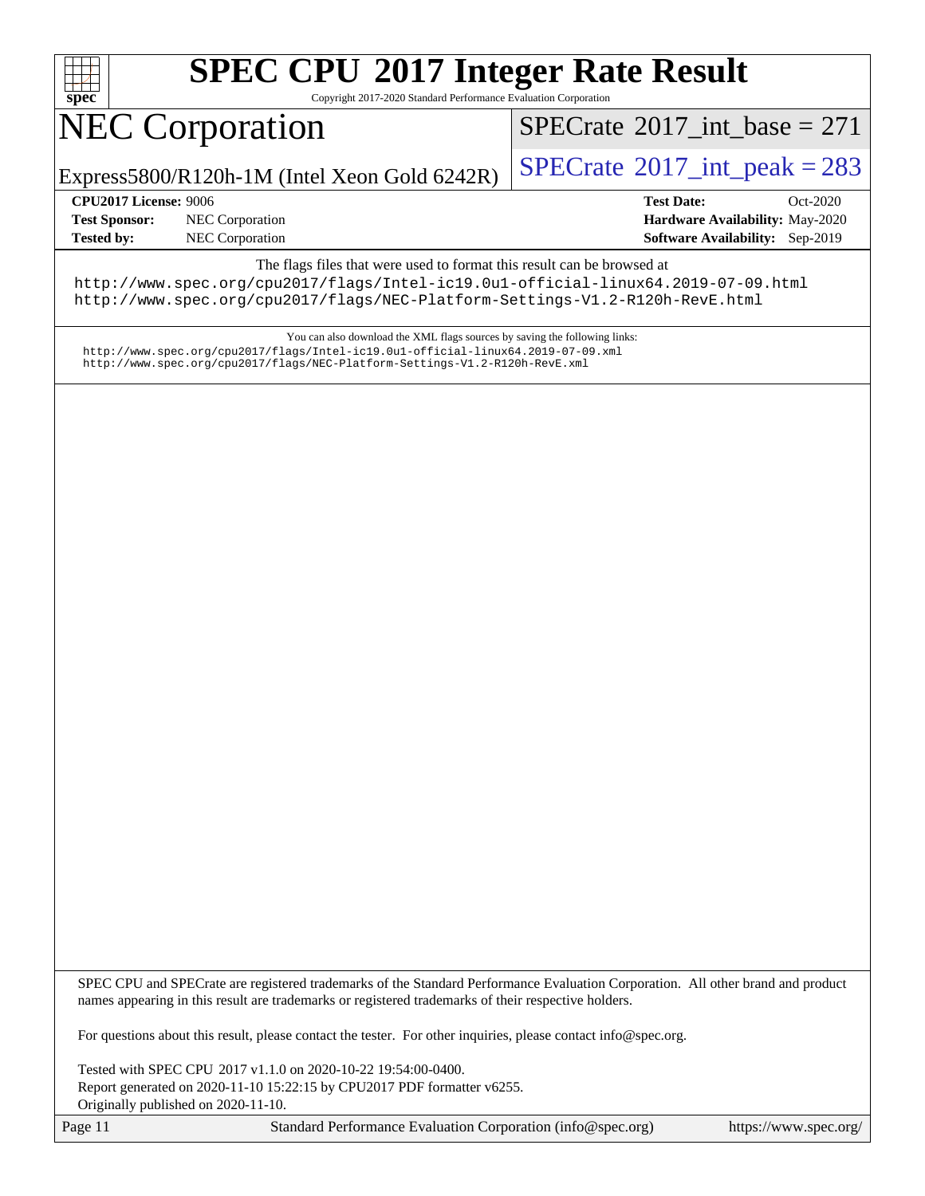# SPEC CPU 2017 Integer Rate Result

Copyright 2017-2020 Standard Performance Evaluation Corporation

## NEC Corporation

Express5800/R120h-1M (Intel Xeon Gold 6242R)

SPECrate 2017_int_base = 271

SPECrate 2017_int_peak = 283

**CPU2017 License:** 9006
**Test Sponsor:** NEC Corporation
**Tested by:** NEC Corporation

**Test Date:** Oct-2020
**Hardware Availability:** May-2020
**Software Availability:** Sep-2019

The flags files that were used to format this result can be browsed at

http://www.spec.org/cpu2017/flags/Intel-ic19.0u1-official-linux64.2019-07-09.html
http://www.spec.org/cpu2017/flags/NEC-Platform-Settings-V1.2-R120h-RevE.html

You can also download the XML flags sources by saving the following links:

http://www.spec.org/cpu2017/flags/Intel-ic19.0u1-official-linux64.2019-07-09.xml
http://www.spec.org/cpu2017/flags/NEC-Platform-Settings-V1.2-R120h-RevE.xml

SPEC CPU and SPECrate are registered trademarks of the Standard Performance Evaluation Corporation. All other brand and product names appearing in this result are trademarks or registered trademarks of their respective holders.

For questions about this result, please contact the tester. For other inquiries, please contact info@spec.org.

Tested with SPEC CPU 2017 v1.1.0 on 2020-10-22 19:54:00-0400.
Report generated on 2020-11-10 15:22:15 by CPU2017 PDF formatter v6255.
Originally published on 2020-11-10.